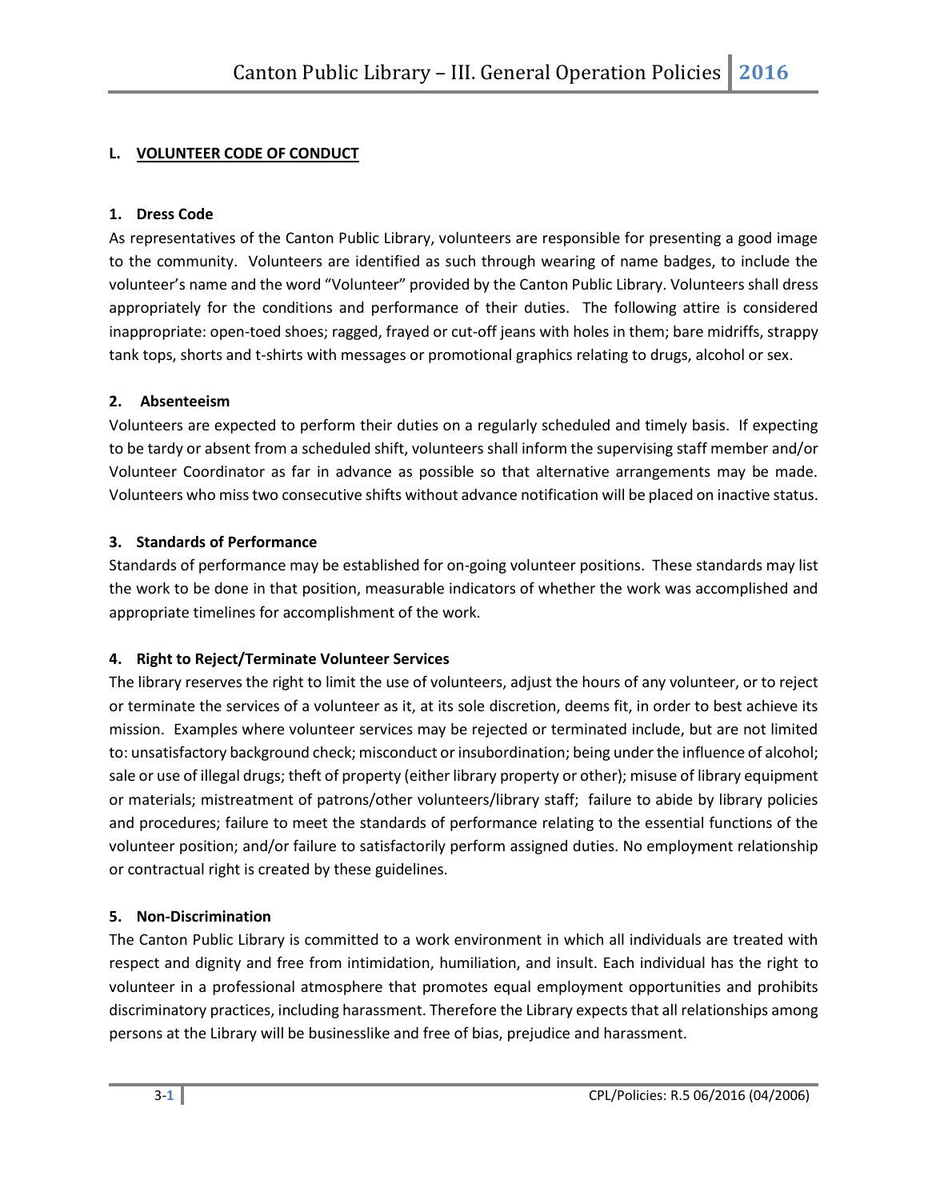## L. VOLUNTEER CODE OF CONDUCT

### 1. Dress Code

As representatives of the Canton Public Library, volunteers are responsible for presenting a good image to the community. Volunteers are identified as such through wearing of name badges, to include the volunteer's name and the word "Volunteer" provided by the Canton Public Library. Volunteers shall dress appropriately for the conditions and performance of their duties. The following attire is considered inappropriate: open-toed shoes; ragged, frayed or cut-off jeans with holes in them; bare midriffs, strappy tank tops, shorts and t-shirts with messages or promotional graphics relating to drugs, alcohol or sex.

### 2. Absenteeism

Volunteers are expected to perform their duties on a regularly scheduled and timely basis. If expecting to be tardy or absent from a scheduled shift, volunteers shall inform the supervising staff member and/or Volunteer Coordinator as far in advance as possible so that alternative arrangements may be made. Volunteers who miss two consecutive shifts without advance notification will be placed on inactive status.

### 3. Standards of Performance

Standards of performance may be established for on-going volunteer positions. These standards may list the work to be done in that position, measurable indicators of whether the work was accomplished and appropriate timelines for accomplishment of the work.

### 4. Right to Reject/Terminate Volunteer Services

The library reserves the right to limit the use of volunteers, adjust the hours of any volunteer, or to reject or terminate the services of a volunteer as it, at its sole discretion, deems fit, in order to best achieve its mission. Examples where volunteer services may be rejected or terminated include, but are not limited to: unsatisfactory background check; misconduct or insubordination; being under the influence of alcohol; sale or use of illegal drugs; theft of property (either library property or other); misuse of library equipment or materials; mistreatment of patrons/other volunteers/library staff; failure to abide by library policies and procedures; failure to meet the standards of performance relating to the essential functions of the volunteer position; and/or failure to satisfactorily perform assigned duties. No employment relationship or contractual right is created by these guidelines.

### 5. Non-Discrimination

The Canton Public Library is committed to a work environment in which all individuals are treated with respect and dignity and free from intimidation, humiliation, and insult. Each individual has the right to volunteer in a professional atmosphere that promotes equal employment opportunities and prohibits discriminatory practices, including harassment. Therefore the Library expects that all relationships among persons at the Library will be businesslike and free of bias, prejudice and harassment.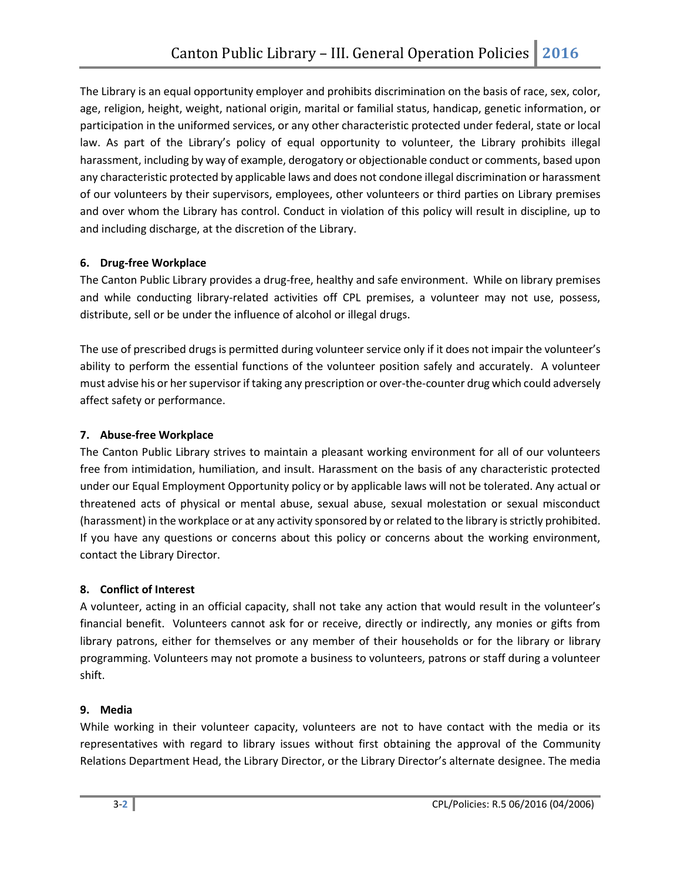The Library is an equal opportunity employer and prohibits discrimination on the basis of race, sex, color, age, religion, height, weight, national origin, marital or familial status, handicap, genetic information, or participation in the uniformed services, or any other characteristic protected under federal, state or local law. As part of the Library's policy of equal opportunity to volunteer, the Library prohibits illegal harassment, including by way of example, derogatory or objectionable conduct or comments, based upon any characteristic protected by applicable laws and does not condone illegal discrimination or harassment of our volunteers by their supervisors, employees, other volunteers or third parties on Library premises and over whom the Library has control. Conduct in violation of this policy will result in discipline, up to and including discharge, at the discretion of the Library.

**6. Drug-free Workplace**

The Canton Public Library provides a drug-free, healthy and safe environment. While on library premises and while conducting library-related activities off CPL premises, a volunteer may not use, possess, distribute, sell or be under the influence of alcohol or illegal drugs.

The use of prescribed drugs is permitted during volunteer service only if it does not impair the volunteer's ability to perform the essential functions of the volunteer position safely and accurately. A volunteer must advise his or her supervisor if taking any prescription or over-the-counter drug which could adversely affect safety or performance.

**7. Abuse-free Workplace**

The Canton Public Library strives to maintain a pleasant working environment for all of our volunteers free from intimidation, humiliation, and insult. Harassment on the basis of any characteristic protected under our Equal Employment Opportunity policy or by applicable laws will not be tolerated. Any actual or threatened acts of physical or mental abuse, sexual abuse, sexual molestation or sexual misconduct (harassment) in the workplace or at any activity sponsored by or related to the library is strictly prohibited. If you have any questions or concerns about this policy or concerns about the working environment, contact the Library Director.

**8. Conflict of Interest**

A volunteer, acting in an official capacity, shall not take any action that would result in the volunteer's financial benefit. Volunteers cannot ask for or receive, directly or indirectly, any monies or gifts from library patrons, either for themselves or any member of their households or for the library or library programming. Volunteers may not promote a business to volunteers, patrons or staff during a volunteer shift.

**9. Media**

While working in their volunteer capacity, volunteers are not to have contact with the media or its representatives with regard to library issues without first obtaining the approval of the Community Relations Department Head, the Library Director, or the Library Director's alternate designee. The media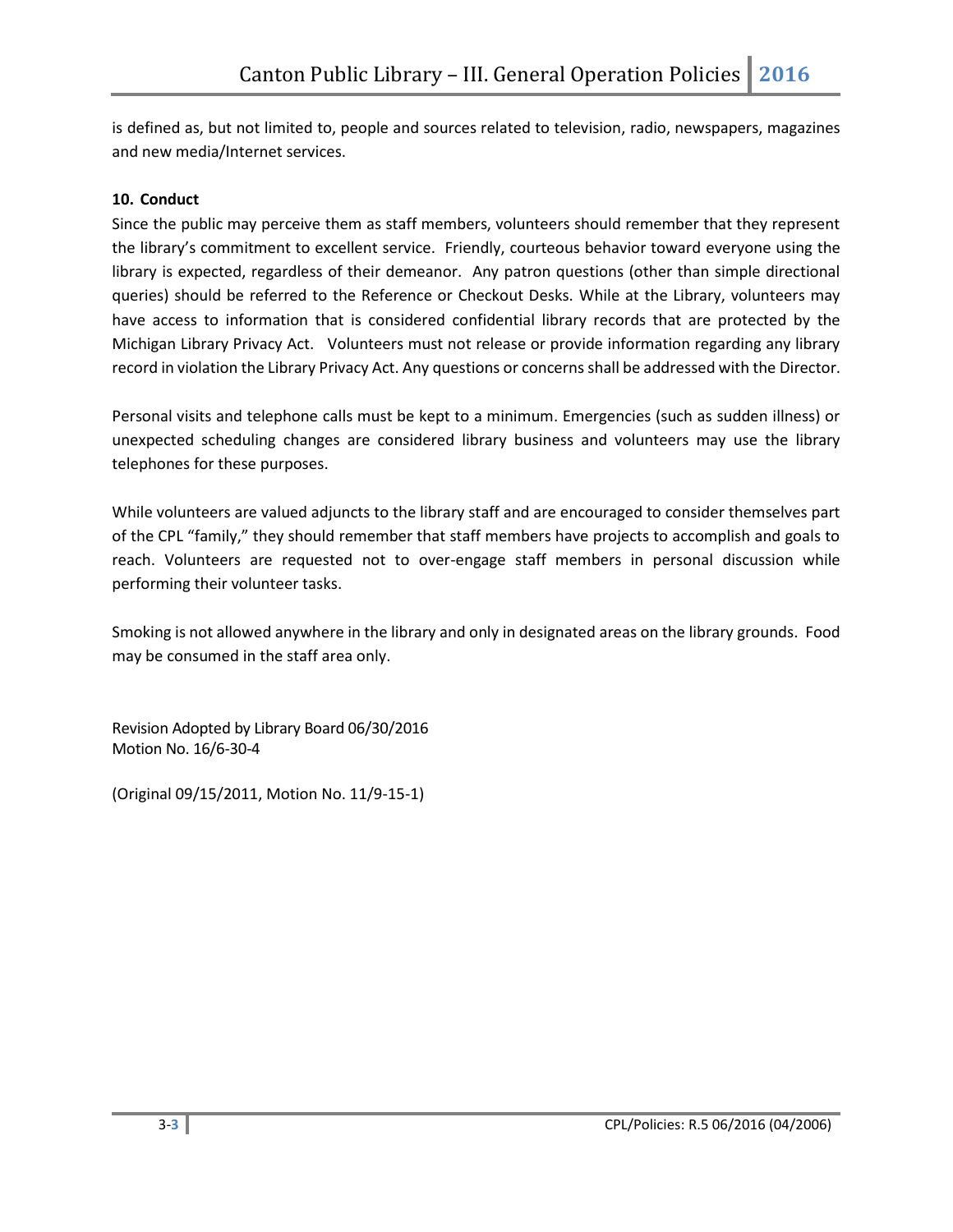is defined as, but not limited to, people and sources related to television, radio, newspapers, magazines and new media/Internet services.

**10. Conduct**

Since the public may perceive them as staff members, volunteers should remember that they represent the library's commitment to excellent service. Friendly, courteous behavior toward everyone using the library is expected, regardless of their demeanor. Any patron questions (other than simple directional queries) should be referred to the Reference or Checkout Desks. While at the Library, volunteers may have access to information that is considered confidential library records that are protected by the Michigan Library Privacy Act. Volunteers must not release or provide information regarding any library record in violation the Library Privacy Act. Any questions or concerns shall be addressed with the Director.

Personal visits and telephone calls must be kept to a minimum. Emergencies (such as sudden illness) or unexpected scheduling changes are considered library business and volunteers may use the library telephones for these purposes.

While volunteers are valued adjuncts to the library staff and are encouraged to consider themselves part of the CPL "family," they should remember that staff members have projects to accomplish and goals to reach. Volunteers are requested not to over-engage staff members in personal discussion while performing their volunteer tasks.

Smoking is not allowed anywhere in the library and only in designated areas on the library grounds. Food may be consumed in the staff area only.

Revision Adopted by Library Board 06/30/2016
Motion No. 16/6-30-4

(Original 09/15/2011, Motion No. 11/9-15-1)